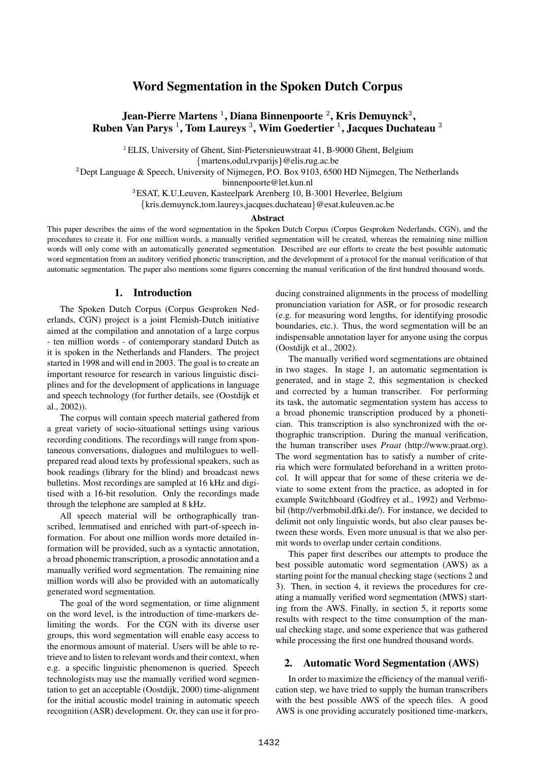# Word Segmentation in the Spoken Dutch Corpus

**Jean-Pierre Martens [1], Diana Binnenpoorte [2], Kris Demuynck[3], Ruben Van Parys [1], Tom Laureys [3], Wim Goedertier [1], Jacques Duchateau [3]**

[1] ELIS, University of Ghent, Sint-Pietersnieuwstraat 41, B-9000 Ghent, Belgium
{martens,odul,rvparijs}@elis.rug.ac.be
[2] Dept Language & Speech, University of Nijmegen, P.O. Box 9103, 6500 HD Nijmegen, The Netherlands
binnenpoorte@let.kun.nl
[3] ESAT, K.U.Leuven, Kasteelpark Arenberg 10, B-3001 Heverlee, Belgium
{kris.demuynck,tom.laureys,jacques.duchateau}@esat.kuleuven.ac.be

## Abstract

This paper describes the aims of the word segmentation in the Spoken Dutch Corpus (Corpus Gesproken Nederlands, CGN), and the procedures to create it. For one million words, a manually verified segmentation will be created, whereas the remaining nine million words will only come with an automatically generated segmentation. Described are our efforts to create the best possible automatic word segmentation from an auditory verified phonetic transcription, and the development of a protocol for the manual verification of that automatic segmentation. The paper also mentions some figures concerning the manual verification of the first hundred thousand words.

## 1. Introduction

The Spoken Dutch Corpus (Corpus Gesproken Nederlands, CGN) project is a joint Flemish-Dutch initiative aimed at the compilation and annotation of a large corpus - ten million words - of contemporary standard Dutch as it is spoken in the Netherlands and Flanders. The project started in 1998 and will end in 2003. The goal is to create an important resource for research in various linguistic disciplines and for the development of applications in language and speech technology (for further details, see (Oostdijk et al., 2002)).

The corpus will contain speech material gathered from a great variety of socio-situational settings using various recording conditions. The recordings will range from spontaneous conversations, dialogues and multilogues to well-prepared read aloud texts by professional speakers, such as book readings (library for the blind) and broadcast news bulletins. Most recordings are sampled at 16 kHz and digitised with a 16-bit resolution. Only the recordings made through the telephone are sampled at 8 kHz.

All speech material will be orthographically transcribed, lemmatised and enriched with part-of-speech information. For about one million words more detailed information will be provided, such as a syntactic annotation, a broad phonemic transcription, a prosodic annotation and a manually verified word segmentation. The remaining nine million words will also be provided with an automatically generated word segmentation.

The goal of the word segmentation, or time alignment on the word level, is the introduction of time-markers delimiting the words. For the CGN with its diverse user groups, this word segmentation will enable easy access to the enormous amount of material. Users will be able to retrieve and to listen to relevant words and their context, when e.g. a specific linguistic phenomenon is queried. Speech technologists may use the manually verified word segmentation to get an acceptable (Oostdijk, 2000) time-alignment for the initial acoustic model training in automatic speech recognition (ASR) development. Or, they can use it for producing constrained alignments in the process of modelling pronunciation variation for ASR, or for prosodic research (e.g. for measuring word lengths, for identifying prosodic boundaries, etc.). Thus, the word segmentation will be an indispensable annotation layer for anyone using the corpus (Oostdijk et al., 2002).

The manually verified word segmentations are obtained in two stages. In stage 1, an automatic segmentation is generated, and in stage 2, this segmentation is checked and corrected by a human transcriber. For performing its task, the automatic segmentation system has access to a broad phonemic transcription produced by a phonetician. This transcription is also synchronized with the orthographic transcription. During the manual verification, the human transcriber uses *Praat* (http://www.praat.org). The word segmentation has to satisfy a number of criteria which were formulated beforehand in a written protocol. It will appear that for some of these criteria we deviate to some extent from the practice, as adopted in for example Switchboard (Godfrey et al., 1992) and Verbmobil (http://verbmobil.dfki.de/). For instance, we decided to delimit not only linguistic words, but also clear pauses between these words. Even more unusual is that we also permit words to overlap under certain conditions.

This paper first describes our attempts to produce the best possible automatic word segmentation (AWS) as a starting point for the manual checking stage (sections 2 and 3). Then, in section 4, it reviews the procedures for creating a manually verified word segmentation (MWS) starting from the AWS. Finally, in section 5, it reports some results with respect to the time consumption of the manual checking stage, and some experience that was gathered while processing the first one hundred thousand words.

## 2. Automatic Word Segmentation (AWS)

In order to maximize the efficiency of the manual verification step, we have tried to supply the human transcribers with the best possible AWS of the speech files. A good AWS is one providing accurately positioned time-markers,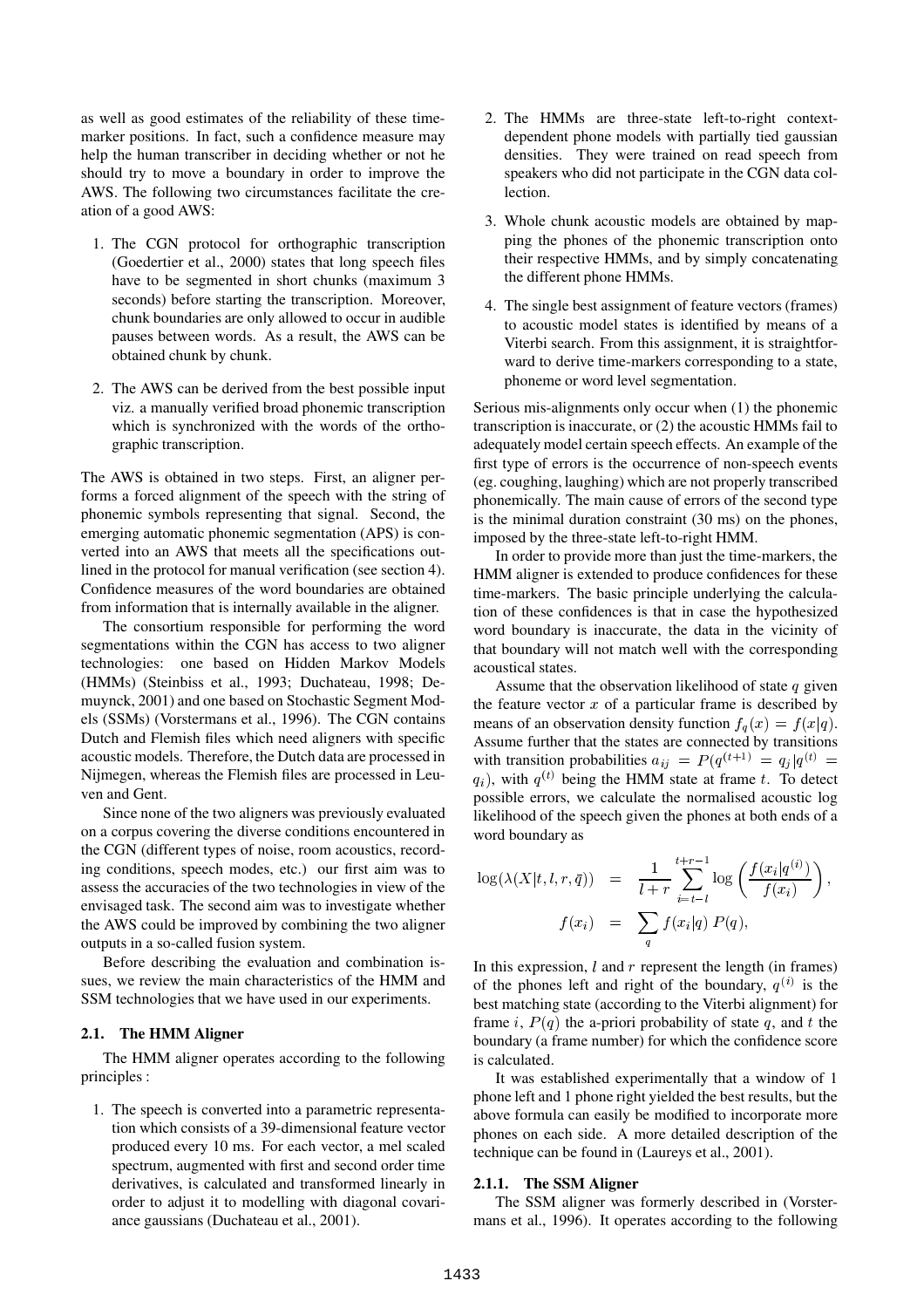as well as good estimates of the reliability of these time-marker positions. In fact, such a confidence measure may help the human transcriber in deciding whether or not he should try to move a boundary in order to improve the AWS. The following two circumstances facilitate the creation of a good AWS:

1. The CGN protocol for orthographic transcription (Goedertier et al., 2000) states that long speech files have to be segmented in short chunks (maximum 3 seconds) before starting the transcription. Moreover, chunk boundaries are only allowed to occur in audible pauses between words. As a result, the AWS can be obtained chunk by chunk.
2. The AWS can be derived from the best possible input viz. a manually verified broad phonemic transcription which is synchronized with the words of the orthographic transcription.

The AWS is obtained in two steps. First, an aligner performs a forced alignment of the speech with the string of phonemic symbols representing that signal. Second, the emerging automatic phonemic segmentation (APS) is converted into an AWS that meets all the specifications outlined in the protocol for manual verification (see section 4). Confidence measures of the word boundaries are obtained from information that is internally available in the aligner.

The consortium responsible for performing the word segmentations within the CGN has access to two aligner technologies: one based on Hidden Markov Models (HMMs) (Steinbiss et al., 1993; Duchateau, 1998; Demuynck, 2001) and one based on Stochastic Segment Models (SSMs) (Vorstermans et al., 1996). The CGN contains Dutch and Flemish files which need aligners with specific acoustic models. Therefore, the Dutch data are processed in Nijmegen, whereas the Flemish files are processed in Leuven and Gent.

Since none of the two aligners was previously evaluated on a corpus covering the diverse conditions encountered in the CGN (different types of noise, room acoustics, recording conditions, speech modes, etc.) our first aim was to assess the accuracies of the two technologies in view of the envisaged task. The second aim was to investigate whether the AWS could be improved by combining the two aligner outputs in a so-called fusion system.

Before describing the evaluation and combination issues, we review the main characteristics of the HMM and SSM technologies that we have used in our experiments.

### 2.1. The HMM Aligner

The HMM aligner operates according to the following principles :

1. The speech is converted into a parametric representation which consists of a 39-dimensional feature vector produced every 10 ms. For each vector, a mel scaled spectrum, augmented with first and second order time derivatives, is calculated and transformed linearly in order to adjust it to modelling with diagonal covariance gaussians (Duchateau et al., 2001).
2. The HMMs are three-state left-to-right context-dependent phone models with partially tied gaussian densities. They were trained on read speech from speakers who did not participate in the CGN data collection.
3. Whole chunk acoustic models are obtained by mapping the phones of the phonemic transcription onto their respective HMMs, and by simply concatenating the different phone HMMs.
4. The single best assignment of feature vectors (frames) to acoustic model states is identified by means of a Viterbi search. From this assignment, it is straightforward to derive time-markers corresponding to a state, phoneme or word level segmentation.

Serious mis-alignments only occur when (1) the phonemic transcription is inaccurate, or (2) the acoustic HMMs fail to adequately model certain speech effects. An example of the first type of errors is the occurrence of non-speech events (eg. coughing, laughing) which are not properly transcribed phonemically. The main cause of errors of the second type is the minimal duration constraint (30 ms) on the phones, imposed by the three-state left-to-right HMM.

In order to provide more than just the time-markers, the HMM aligner is extended to produce confidences for these time-markers. The basic principle underlying the calculation of these confidences is that in case the hypothesized word boundary is inaccurate, the data in the vicinity of that boundary will not match well with the corresponding acoustical states.

Assume that the observation likelihood of state $q$ given the feature vector $x$ of a particular frame is described by means of an observation density function $f_q(x) = f(x|q)$. Assume further that the states are connected by transitions with transition probabilities $a_{ij} = P(q^{(t+1)} = q_j | q^{(t)} = q_i)$, with $q^{(t)}$ being the HMM state at frame $t$. To detect possible errors, we calculate the normalised acoustic log likelihood of the speech given the phones at both ends of a word boundary as

$$
\begin{aligned}
\log(\lambda(X|t,l,r,\bar{q})) &= \frac{1}{l+r} \sum_{i=t-l}^{t+r-1} \log\left(\frac{f(x_i|q^{(i)})}{f(x_i)}\right), \\
f(x_i) &= \sum_{q} f(x_i|q)\, P(q),
\end{aligned}
$$

In this expression, $l$ and $r$ represent the length (in frames) of the phones left and right of the boundary, $q^{(i)}$ is the best matching state (according to the Viterbi alignment) for frame $i$, $P(q)$ the a-priori probability of state $q$, and $t$ the boundary (a frame number) for which the confidence score is calculated.

It was established experimentally that a window of 1 phone left and 1 phone right yielded the best results, but the above formula can easily be modified to incorporate more phones on each side. A more detailed description of the technique can be found in (Laureys et al., 2001).

#### 2.1.1. The SSM Aligner

The SSM aligner was formerly described in (Vorstermans et al., 1996). It operates according to the following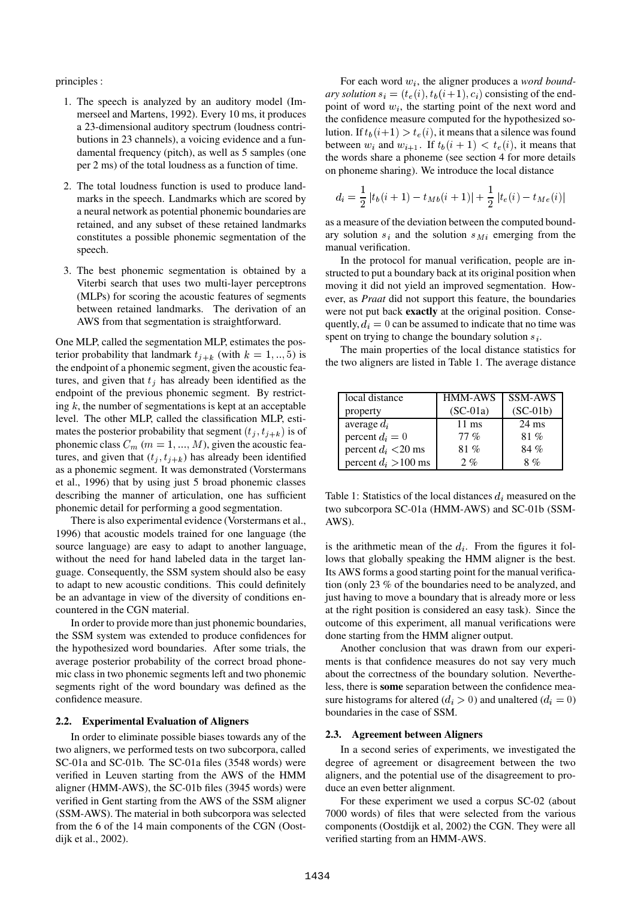principles :

1. The speech is analyzed by an auditory model (Immerseel and Martens, 1992). Every 10 ms, it produces a 23-dimensional auditory spectrum (loudness contributions in 23 channels), a voicing evidence and a fundamental frequency (pitch), as well as 5 samples (one per 2 ms) of the total loudness as a function of time.

2. The total loudness function is used to produce landmarks in the speech. Landmarks which are scored by a neural network as potential phonemic boundaries are retained, and any subset of these retained landmarks constitutes a possible phonemic segmentation of the speech.

3. The best phonemic segmentation is obtained by a Viterbi search that uses two multi-layer perceptrons (MLPs) for scoring the acoustic features of segments between retained landmarks. The derivation of an AWS from that segmentation is straightforward.

One MLP, called the segmentation MLP, estimates the posterior probability that landmark $t_{j+k}$ (with $k = 1, .., 5$) is the endpoint of a phonemic segment, given the acoustic features, and given that $t_j$ has already been identified as the endpoint of the previous phonemic segment. By restricting $k$, the number of segmentations is kept at an acceptable level. The other MLP, called the classification MLP, estimates the posterior probability that segment $(t_j, t_{j+k})$ is of phonemic class $C_m$ ($m = 1, ..., M$), given the acoustic features, and given that $(t_j, t_{j+k})$ has already been identified as a phonemic segment. It was demonstrated (Vorstermans et al., 1996) that by using just 5 broad phonemic classes describing the manner of articulation, one has sufficient phonemic detail for performing a good segmentation.

There is also experimental evidence (Vorstermans et al., 1996) that acoustic models trained for one language (the source language) are easy to adapt to another language, without the need for hand labeled data in the target language. Consequently, the SSM system should also be easy to adapt to new acoustic conditions. This could definitely be an advantage in view of the diversity of conditions encountered in the CGN material.

In order to provide more than just phonemic boundaries, the SSM system was extended to produce confidences for the hypothesized word boundaries. After some trials, the average posterior probability of the correct broad phonemic class in two phonemic segments left and two phonemic segments right of the word boundary was defined as the confidence measure.

### 2.2. Experimental Evaluation of Aligners

In order to eliminate possible biases towards any of the two aligners, we performed tests on two subcorpora, called SC-01a and SC-01b. The SC-01a files (3548 words) were verified in Leuven starting from the AWS of the HMM aligner (HMM-AWS), the SC-01b files (3945 words) were verified in Gent starting from the AWS of the SSM aligner (SSM-AWS). The material in both subcorpora was selected from the 6 of the 14 main components of the CGN (Oostdijk et al., 2002).

For each word $w_i$, the aligner produces a *word boundary solution* $s_i = (t_e(i), t_b(i+1), c_i)$ consisting of the endpoint of word $w_i$, the starting point of the next word and the confidence measure computed for the hypothesized solution. If $t_b(i+1) > t_e(i)$, it means that a silence was found between $w_i$ and $w_{i+1}$. If $t_b(i+1) < t_e(i)$, it means that the words share a phoneme (see section 4 for more details on phoneme sharing). We introduce the local distance

$$d_i = \frac{1}{2}\left|t_b(i+1) - t_{Mb}(i+1)\right| + \frac{1}{2}\left|t_e(i) - t_{Me}(i)\right|$$

as a measure of the deviation between the computed boundary solution $s_i$ and the solution $s_{Mi}$ emerging from the manual verification.

In the protocol for manual verification, people are instructed to put a boundary back at its original position when moving it did not yield an improved segmentation. However, as *Praat* did not support this feature, the boundaries were not put back **exactly** at the original position. Consequently, $d_i = 0$ can be assumed to indicate that no time was spent on trying to change the boundary solution $s_i$.

The main properties of the local distance statistics for the two aligners are listed in Table 1. The average distance is the arithmetic mean of the $d_i$. From the figures it follows that globally speaking the HMM aligner is the best. Its AWS forms a good starting point for the manual verification (only 23 % of the boundaries need to be analyzed, and just having to move a boundary that is already more or less at the right position is considered an easy task). Since the outcome of this experiment, all manual verifications were done starting from the HMM aligner output.

| local distance property | HMM-AWS (SC-01a) | SSM-AWS (SC-01b) |
|---|---|---|
| average $d_i$ | 11 ms | 24 ms |
| percent $d_i = 0$ | 77 % | 81 % |
| percent $d_i$ <20 ms | 81 % | 84 % |
| percent $d_i$ >100 ms | 2 % | 8 % |

Table 1: Statistics of the local distances $d_i$ measured on the two subcorpora SC-01a (HMM-AWS) and SC-01b (SSM-AWS).

Another conclusion that was drawn from our experiments is that confidence measures do not say very much about the correctness of the boundary solution. Nevertheless, there is **some** separation between the confidence measure histograms for altered ($d_i > 0$) and unaltered ($d_i = 0$) boundaries in the case of SSM.

### 2.3. Agreement between Aligners

In a second series of experiments, we investigated the degree of agreement or disagreement between the two aligners, and the potential use of the disagreement to produce an even better alignment.

For these experiment we used a corpus SC-02 (about 7000 words) of files that were selected from the various components (Oostdijk et al, 2002) the CGN. They were all verified starting from an HMM-AWS.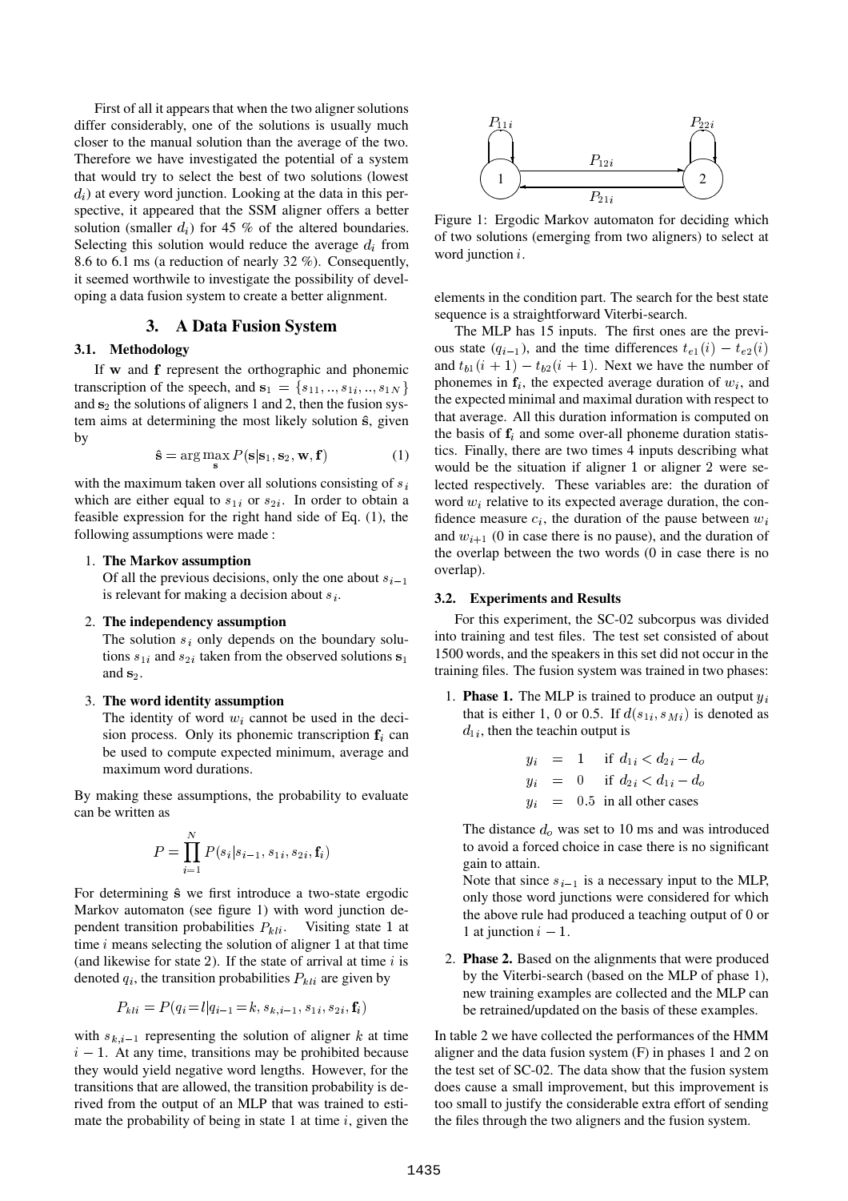First of all it appears that when the two aligner solutions differ considerably, one of the solutions is usually much closer to the manual solution than the average of the two. Therefore we have investigated the potential of a system that would try to select the best of two solutions (lowest $d_i$) at every word junction. Looking at the data in this perspective, it appeared that the SSM aligner offers a better solution (smaller $d_i$) for 45 % of the altered boundaries. Selecting this solution would reduce the average $d_i$ from 8.6 to 6.1 ms (a reduction of nearly 32 %). Consequently, it seemed worthwile to investigate the possibility of developing a data fusion system to create a better alignment.

## 3. A Data Fusion System

### 3.1. Methodology

If $\mathbf{w}$ and $\mathbf{f}$ represent the orthographic and phonemic transcription of the speech, and $\mathbf{s}_1 = \{s_{11}, .., s_{1i}, .., s_{1N}\}$ and $\mathbf{s}_2$ the solutions of aligners 1 and 2, then the fusion system aims at determining the most likely solution $\hat{\mathbf{s}}$, given by

$$\hat{\mathbf{s}} = \arg\max_{\mathbf{s}} P(\mathbf{s}|\mathbf{s}_1, \mathbf{s}_2, \mathbf{w}, \mathbf{f}) \quad (1)$$

with the maximum taken over all solutions consisting of $s_i$ which are either equal to $s_{1i}$ or $s_{2i}$. In order to obtain a feasible expression for the right hand side of Eq. (1), the following assumptions were made :

1. **The Markov assumption**
   Of all the previous decisions, only the one about $s_{i-1}$ is relevant for making a decision about $s_i$.
2. **The independency assumption**
   The solution $s_i$ only depends on the boundary solutions $s_{1i}$ and $s_{2i}$ taken from the observed solutions $\mathbf{s}_1$ and $\mathbf{s}_2$.
3. **The word identity assumption**
   The identity of word $w_i$ cannot be used in the decision process. Only its phonemic transcription $\mathbf{f}_i$ can be used to compute expected minimum, average and maximum word durations.

By making these assumptions, the probability to evaluate can be written as

$$P = \prod_{i=1}^{N} P(s_i|s_{i-1}, s_{1i}, s_{2i}, \mathbf{f}_i)$$

For determining $\hat{\mathbf{s}}$ we first introduce a two-state ergodic Markov automaton (see figure 1) with word junction dependent transition probabilities $P_{kli}$. Visiting state 1 at time $i$ means selecting the solution of aligner 1 at that time (and likewise for state 2). If the state of arrival at time $i$ is denoted $q_i$, the transition probabilities $P_{kli}$ are given by

$$P_{kli} = P(q_i = l | q_{i-1} = k, s_{k,i-1}, s_{1i}, s_{2i}, \mathbf{f}_i)$$

with $s_{k,i-1}$ representing the solution of aligner $k$ at time $i-1$. At any time, transitions may be prohibited because they would yield negative word lengths. However, for the transitions that are allowed, the transition probability is derived from the output of an MLP that was trained to estimate the probability of being in state 1 at time $i$, given the elements in the condition part. The search for the best state sequence is a straightforward Viterbi-search.

Figure 1: Ergodic Markov automaton for deciding which of two solutions (emerging from two aligners) to select at word junction $i$.

The MLP has 15 inputs. The first ones are the previous state ($q_{i-1}$), and the time differences $t_{e1}(i) - t_{e2}(i)$ and $t_{b1}(i+1) - t_{b2}(i+1)$. Next we have the number of phonemes in $\mathbf{f}_i$, the expected average duration of $w_i$, and the expected minimal and maximal duration with respect to that average. All this duration information is computed on the basis of $\mathbf{f}_i$ and some over-all phoneme duration statistics. Finally, there are two times 4 inputs describing what would be the situation if aligner 1 or aligner 2 were selected respectively. These variables are: the duration of word $w_i$ relative to its expected average duration, the confidence measure $c_i$, the duration of the pause between $w_i$ and $w_{i+1}$ (0 in case there is no pause), and the duration of the overlap between the two words (0 in case there is no overlap).

### 3.2. Experiments and Results

For this experiment, the SC-02 subcorpus was divided into training and test files. The test set consisted of about 1500 words, and the speakers in this set did not occur in the training files. The fusion system was trained in two phases:

1. **Phase 1.** The MLP is trained to produce an output $y_i$ that is either 1, 0 or 0.5. If $d(s_{1i}, s_{Mi})$ is denoted as $d_{1i}$, then the teachin output is

   $$\begin{aligned} y_i &= 1 \quad \text{if } d_{1i} < d_{2i} - d_o \\ y_i &= 0 \quad \text{if } d_{2i} < d_{1i} - d_o \\ y_i &= 0.5 \quad \text{in all other cases} \end{aligned}$$

   The distance $d_o$ was set to 10 ms and was introduced to avoid a forced choice in case there is no significant gain to attain.
   Note that since $s_{i-1}$ is a necessary input to the MLP, only those word junctions were considered for which the above rule had produced a teaching output of 0 or 1 at junction $i-1$.

2. **Phase 2.** Based on the alignments that were produced by the Viterbi-search (based on the MLP of phase 1), new training examples are collected and the MLP can be retrained/updated on the basis of these examples.

In table 2 we have collected the performances of the HMM aligner and the data fusion system (F) in phases 1 and 2 on the test set of SC-02. The data show that the fusion system does cause a small improvement, but this improvement is too small to justify the considerable extra effort of sending the files through the two aligners and the fusion system.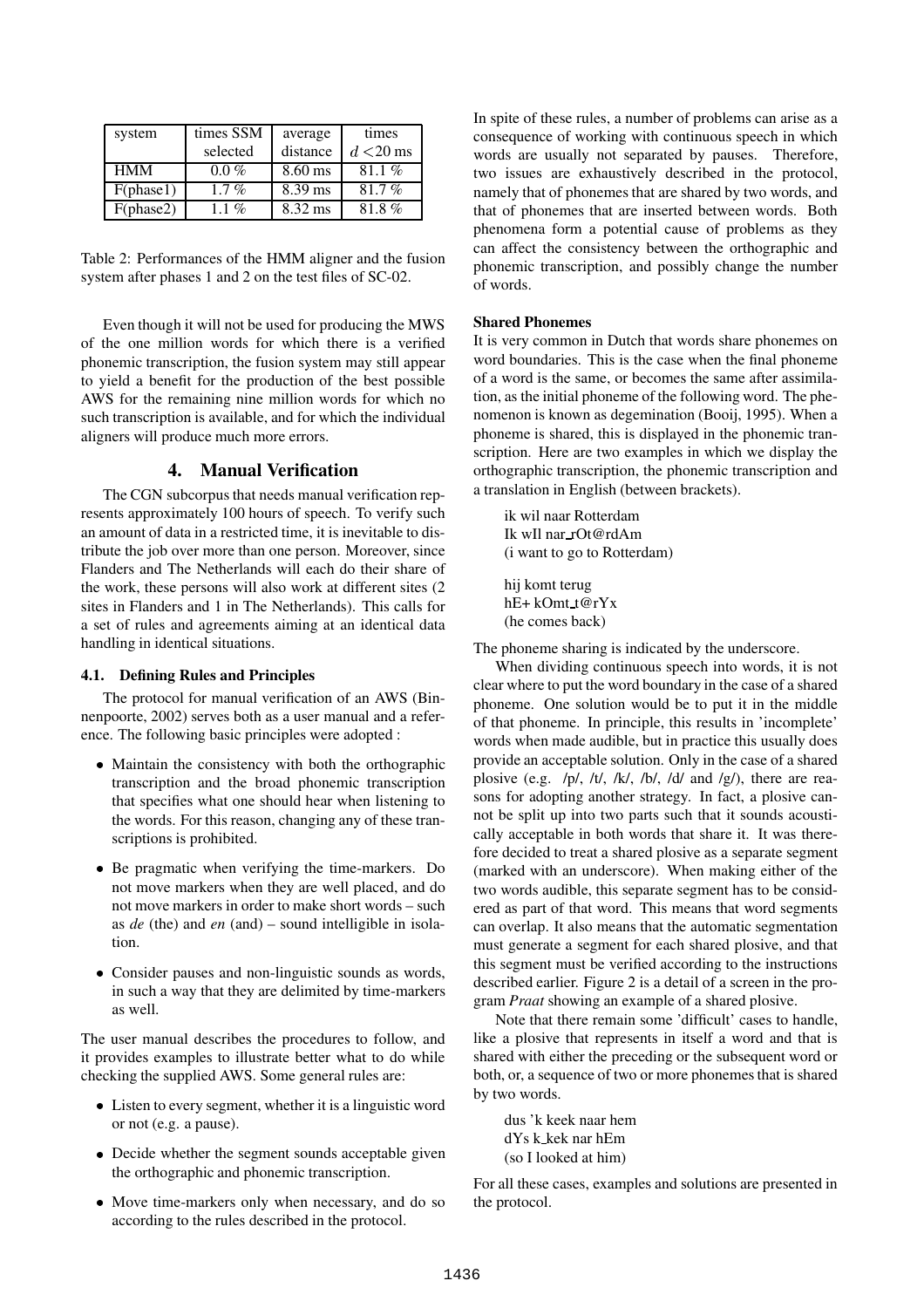| system | times SSM selected | average distance | times $d < 20$ ms |
|---|---|---|---|
| HMM | 0.0 % | 8.60 ms | 81.1 % |
| F(phase1) | 1.7 % | 8.39 ms | 81.7 % |
| F(phase2) | 1.1 % | 8.32 ms | 81.8 % |

Table 2: Performances of the HMM aligner and the fusion system after phases 1 and 2 on the test files of SC-02.

Even though it will not be used for producing the MWS of the one million words for which there is a verified phonemic transcription, the fusion system may still appear to yield a benefit for the production of the best possible AWS for the remaining nine million words for which no such transcription is available, and for which the individual aligners will produce much more errors.

## 4. Manual Verification

The CGN subcorpus that needs manual verification represents approximately 100 hours of speech. To verify such an amount of data in a restricted time, it is inevitable to distribute the job over more than one person. Moreover, since Flanders and The Netherlands will each do their share of the work, these persons will also work at different sites (2 sites in Flanders and 1 in The Netherlands). This calls for a set of rules and agreements aiming at an identical data handling in identical situations.

### 4.1. Defining Rules and Principles

The protocol for manual verification of an AWS (Binnenpoorte, 2002) serves both as a user manual and a reference. The following basic principles were adopted :

- Maintain the consistency with both the orthographic transcription and the broad phonemic transcription that specifies what one should hear when listening to the words. For this reason, changing any of these transcriptions is prohibited.
- Be pragmatic when verifying the time-markers. Do not move markers when they are well placed, and do not move markers in order to make short words – such as *de* (the) and *en* (and) – sound intelligible in isolation.
- Consider pauses and non-linguistic sounds as words, in such a way that they are delimited by time-markers as well.

The user manual describes the procedures to follow, and it provides examples to illustrate better what to do while checking the supplied AWS. Some general rules are:

- Listen to every segment, whether it is a linguistic word or not (e.g. a pause).
- Decide whether the segment sounds acceptable given the orthographic and phonemic transcription.
- Move time-markers only when necessary, and do so according to the rules described in the protocol.

In spite of these rules, a number of problems can arise as a consequence of working with continuous speech in which words are usually not separated by pauses. Therefore, two issues are exhaustively described in the protocol, namely that of phonemes that are shared by two words, and that of phonemes that are inserted between words. Both phenomena form a potential cause of problems as they can affect the consistency between the orthographic and phonemic transcription, and possibly change the number of words.

#### Shared Phonemes

It is very common in Dutch that words share phonemes on word boundaries. This is the case when the final phoneme of a word is the same, or becomes the same after assimilation, as the initial phoneme of the following word. The phenomenon is known as degemination (Booij, 1995). When a phoneme is shared, this is displayed in the phonemic transcription. Here are two examples in which we display the orthographic transcription, the phonemic transcription and a translation in English (between brackets).

ik wil naar Rotterdam
Ik wIl nar_rOt@rdAm
(i want to go to Rotterdam)

hij komt terug
hE+ kOmt_t@rYx
(he comes back)

The phoneme sharing is indicated by the underscore.

When dividing continuous speech into words, it is not clear where to put the word boundary in the case of a shared phoneme. One solution would be to put it in the middle of that phoneme. In principle, this results in 'incomplete' words when made audible, but in practice this usually does provide an acceptable solution. Only in the case of a shared plosive (e.g. /p/, /t/, /k/, /b/, /d/ and /g/), there are reasons for adopting another strategy. In fact, a plosive cannot be split up into two parts such that it sounds acoustically acceptable in both words that share it. It was therefore decided to treat a shared plosive as a separate segment (marked with an underscore). When making either of the two words audible, this separate segment has to be considered as part of that word. This means that word segments can overlap. It also means that the automatic segmentation must generate a segment for each shared plosive, and that this segment must be verified according to the instructions described earlier. Figure 2 is a detail of a screen in the program *Praat* showing an example of a shared plosive.

Note that there remain some 'difficult' cases to handle, like a plosive that represents in itself a word and that is shared with either the preceding or the subsequent word or both, or, a sequence of two or more phonemes that is shared by two words.

dus 'k keek naar hem
dYs k_kek nar hEm
(so I looked at him)

For all these cases, examples and solutions are presented in the protocol.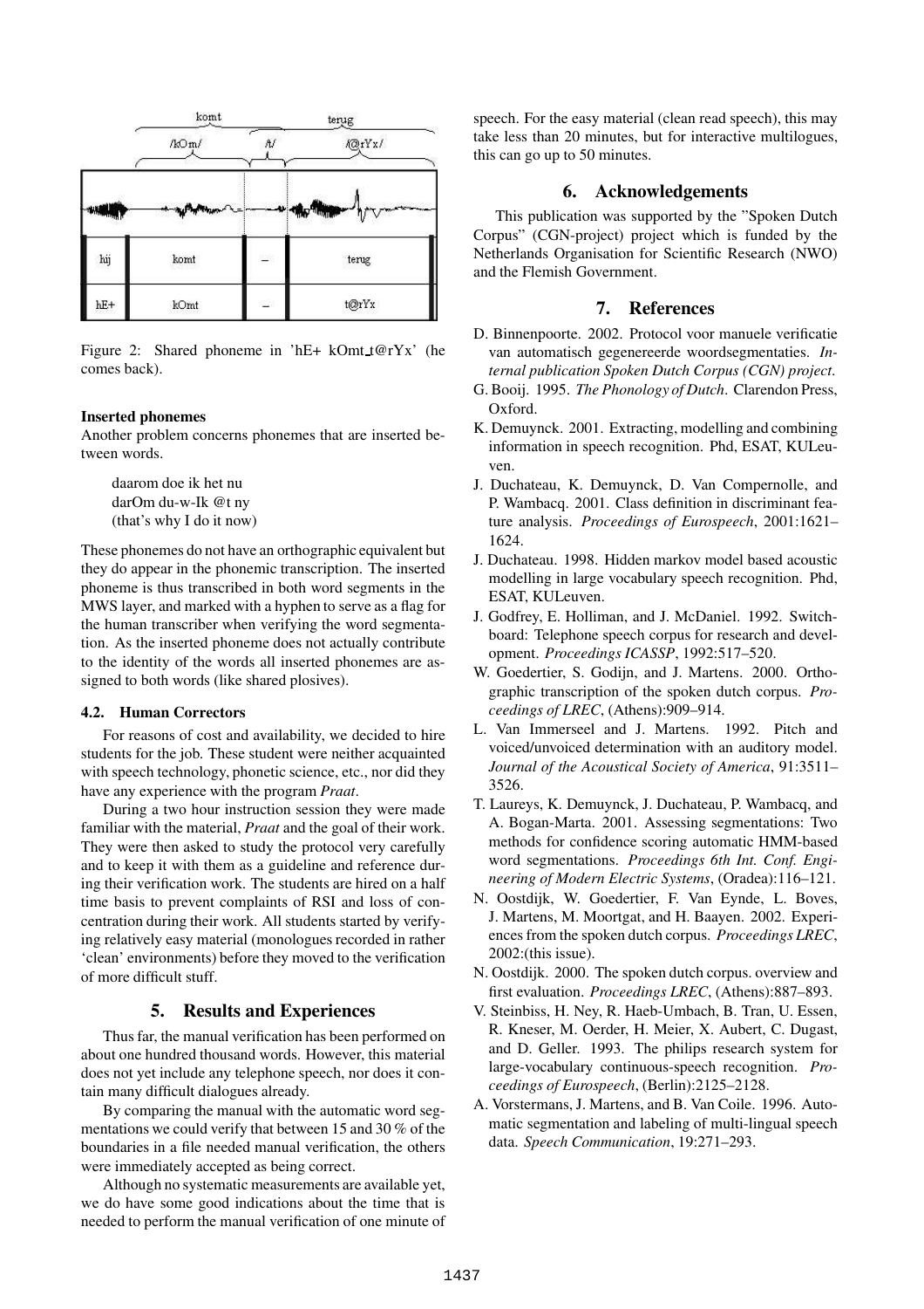komt

terug

/kOm/

/t/

/@rYx/

hij

komt

–

terug

hE+

kOmt

–

t@rYx

Figure 2: Shared phoneme in 'hE+ kOmt_t@rYx' (he comes back).

**Inserted phonemes**

Another problem concerns phonemes that are inserted between words.

> daarom doe ik het nu
> darOm du-w-Ik @t ny
> (that's why I do it now)

These phonemes do not have an orthographic equivalent but they do appear in the phonemic transcription. The inserted phoneme is thus transcribed in both word segments in the MWS layer, and marked with a hyphen to serve as a flag for the human transcriber when verifying the word segmentation. As the inserted phoneme does not actually contribute to the identity of the words all inserted phonemes are assigned to both words (like shared plosives).

### 4.2. Human Correctors

For reasons of cost and availability, we decided to hire students for the job. These student were neither acquainted with speech technology, phonetic science, etc., nor did they have any experience with the program *Praat*.

During a two hour instruction session they were made familiar with the material, *Praat* and the goal of their work. They were then asked to study the protocol very carefully and to keep it with them as a guideline and reference during their verification work. The students are hired on a half time basis to prevent complaints of RSI and loss of concentration during their work. All students started by verifying relatively easy material (monologues recorded in rather 'clean' environments) before they moved to the verification of more difficult stuff.

## 5. Results and Experiences

Thus far, the manual verification has been performed on about one hundred thousand words. However, this material does not yet include any telephone speech, nor does it contain many difficult dialogues already.

By comparing the manual with the automatic word segmentations we could verify that between 15 and 30 % of the boundaries in a file needed manual verification, the others were immediately accepted as being correct.

Although no systematic measurements are available yet, we do have some good indications about the time that is needed to perform the manual verification of one minute of speech. For the easy material (clean read speech), this may take less than 20 minutes, but for interactive multilogues, this can go up to 50 minutes.

## 6. Acknowledgements

This publication was supported by the "Spoken Dutch Corpus" (CGN-project) project which is funded by the Netherlands Organisation for Scientific Research (NWO) and the Flemish Government.

## 7. References

D. Binnenpoorte. 2002. Protocol voor manuele verificatie van automatisch gegenereerde woordsegmentaties. *Internal publication Spoken Dutch Corpus (CGN) project*.

G. Booij. 1995. *The Phonology of Dutch*. Clarendon Press, Oxford.

K. Demuynck. 2001. Extracting, modelling and combining information in speech recognition. Phd, ESAT, KULeuven.

J. Duchateau, K. Demuynck, D. Van Compernolle, and P. Wambacq. 2001. Class definition in discriminant feature analysis. *Proceedings of Eurospeech*, 2001:1621–1624.

J. Duchateau. 1998. Hidden markov model based acoustic modelling in large vocabulary speech recognition. Phd, ESAT, KULeuven.

J. Godfrey, E. Holliman, and J. McDaniel. 1992. Switchboard: Telephone speech corpus for research and development. *Proceedings ICASSP*, 1992:517–520.

W. Goedertier, S. Godijn, and J. Martens. 2000. Orthographic transcription of the spoken dutch corpus. *Proceedings of LREC*, (Athens):909–914.

L. Van Immerseel and J. Martens. 1992. Pitch and voiced/unvoiced determination with an auditory model. *Journal of the Acoustical Society of America*, 91:3511–3526.

T. Laureys, K. Demuynck, J. Duchateau, P. Wambacq, and A. Bogan-Marta. 2001. Assessing segmentations: Two methods for confidence scoring automatic HMM-based word segmentations. *Proceedings 6th Int. Conf. Engineering of Modern Electric Systems*, (Oradea):116–121.

N. Oostdijk, W. Goedertier, F. Van Eynde, L. Boves, J. Martens, M. Moortgat, and H. Baayen. 2002. Experiences from the spoken dutch corpus. *Proceedings LREC*, 2002:(this issue).

N. Oostdijk. 2000. The spoken dutch corpus. overview and first evaluation. *Proceedings LREC*, (Athens):887–893.

V. Steinbiss, H. Ney, R. Haeb-Umbach, B. Tran, U. Essen, R. Kneser, M. Oerder, H. Meier, X. Aubert, C. Dugast, and D. Geller. 1993. The philips research system for large-vocabulary continuous-speech recognition. *Proceedings of Eurospeech*, (Berlin):2125–2128.

A. Vorstermans, J. Martens, and B. Van Coile. 1996. Automatic segmentation and labeling of multi-lingual speech data. *Speech Communication*, 19:271–293.